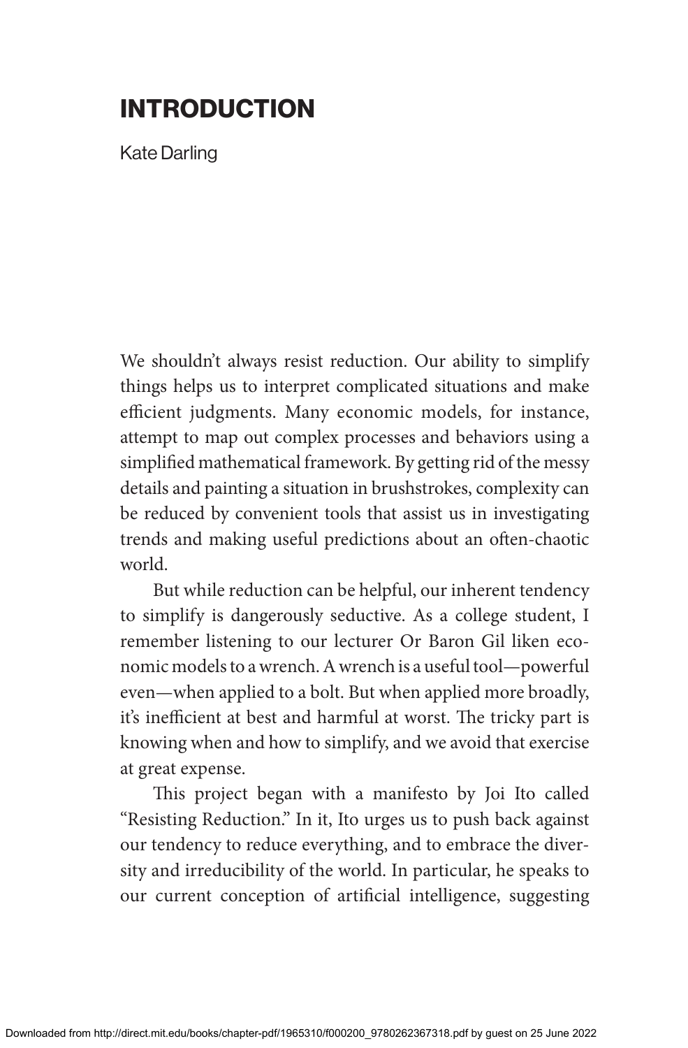# INTRODUCTION

Kate Darling

We shouldn't always resist reduction. Our ability to simplify things helps us to interpret complicated situations and make efficient judgments. Many economic models, for instance, attempt to map out complex processes and behaviors using a simplified mathematical framework. By getting rid of the messy details and painting a situation in brushstrokes, complexity can be reduced by convenient tools that assist us in investigating trends and making useful predictions about an often-chaotic world.

But while reduction can be helpful, our inherent tendency to simplify is dangerously seductive. As a college student, I remember listening to our lecturer Or Baron Gil liken economic models to a wrench. A wrench is a useful tool—powerful even—when applied to a bolt. But when applied more broadly, it's inefficient at best and harmful at worst. The tricky part is knowing when and how to simplify, and we avoid that exercise at great expense.

This project began with a manifesto by Joi Ito called "Resisting Reduction." In it, Ito urges us to push back against our tendency to reduce everything, and to embrace the diversity and irreducibility of the world. In particular, he speaks to our current conception of artificial intelligence, suggesting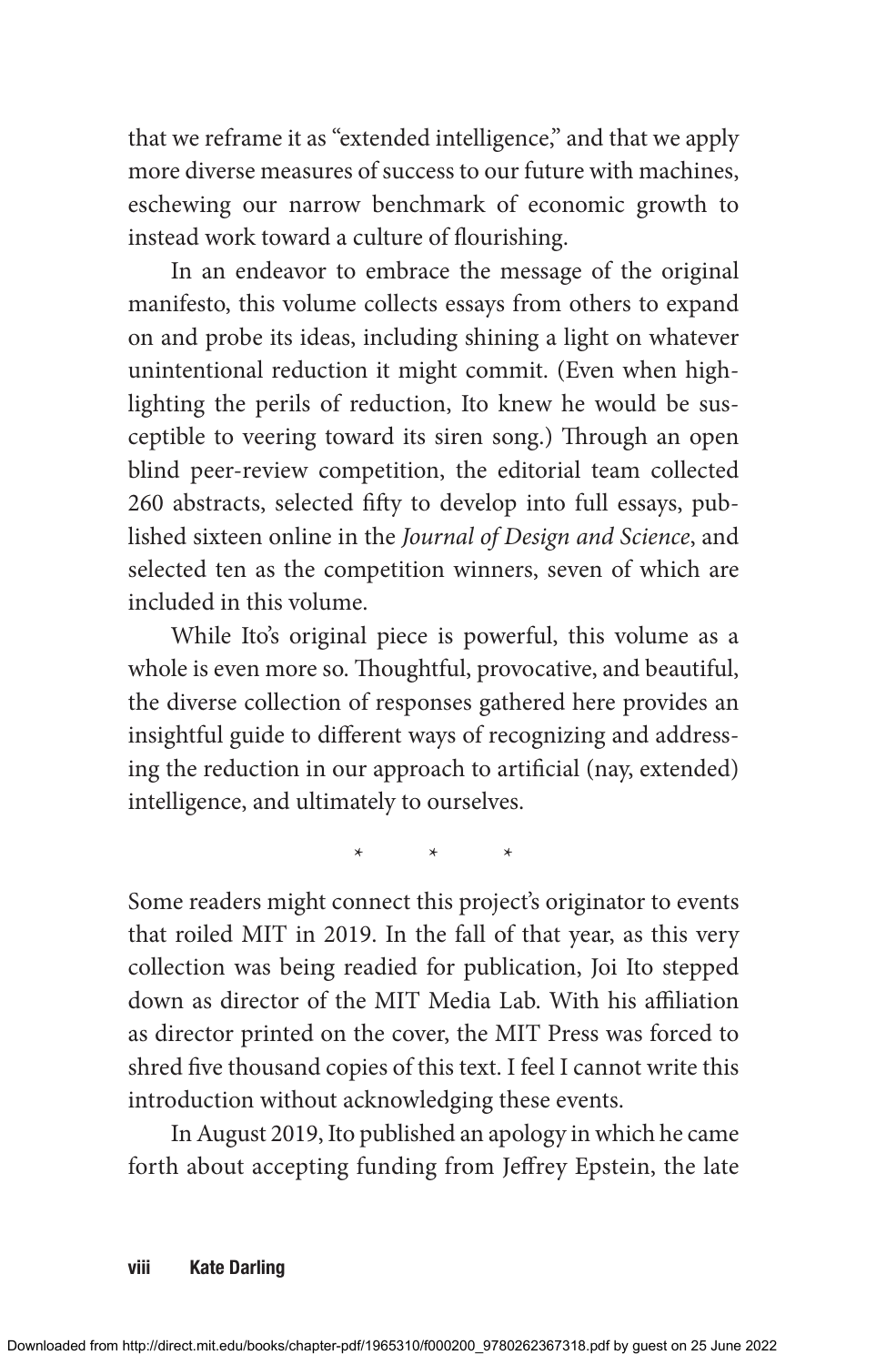that we reframe it as "extended intelligence," and that we apply more diverse measures of success to our future with machines, eschewing our narrow benchmark of economic growth to instead work toward a culture of flourishing.

In an endeavor to embrace the message of the original manifesto, this volume collects essays from others to expand on and probe its ideas, including shining a light on whatever unintentional reduction it might commit. (Even when highlighting the perils of reduction, Ito knew he would be susceptible to veering toward its siren song.) Through an open blind peer-review competition, the editorial team collected 260 abstracts, selected fifty to develop into full essays, published sixteen online in the *Journal of Design and Science*, and selected ten as the competition winners, seven of which are included in this volume.

While Ito's original piece is powerful, this volume as a whole is even more so. Thoughtful, provocative, and beautiful, the diverse collection of responses gathered here provides an insightful guide to different ways of recognizing and addressing the reduction in our approach to artificial (nay, extended) intelligence, and ultimately to ourselves.

\* \* \*

Some readers might connect this project's originator to events that roiled MIT in 2019. In the fall of that year, as this very collection was being readied for publication, Joi Ito stepped down as director of the MIT Media Lab. With his affiliation as director printed on the cover, the MIT Press was forced to shred five thousand copies of this text. I feel I cannot write this introduction without acknowledging these events.

In August 2019, Ito published an apology in which he came forth about accepting funding from Jeffrey Epstein, the late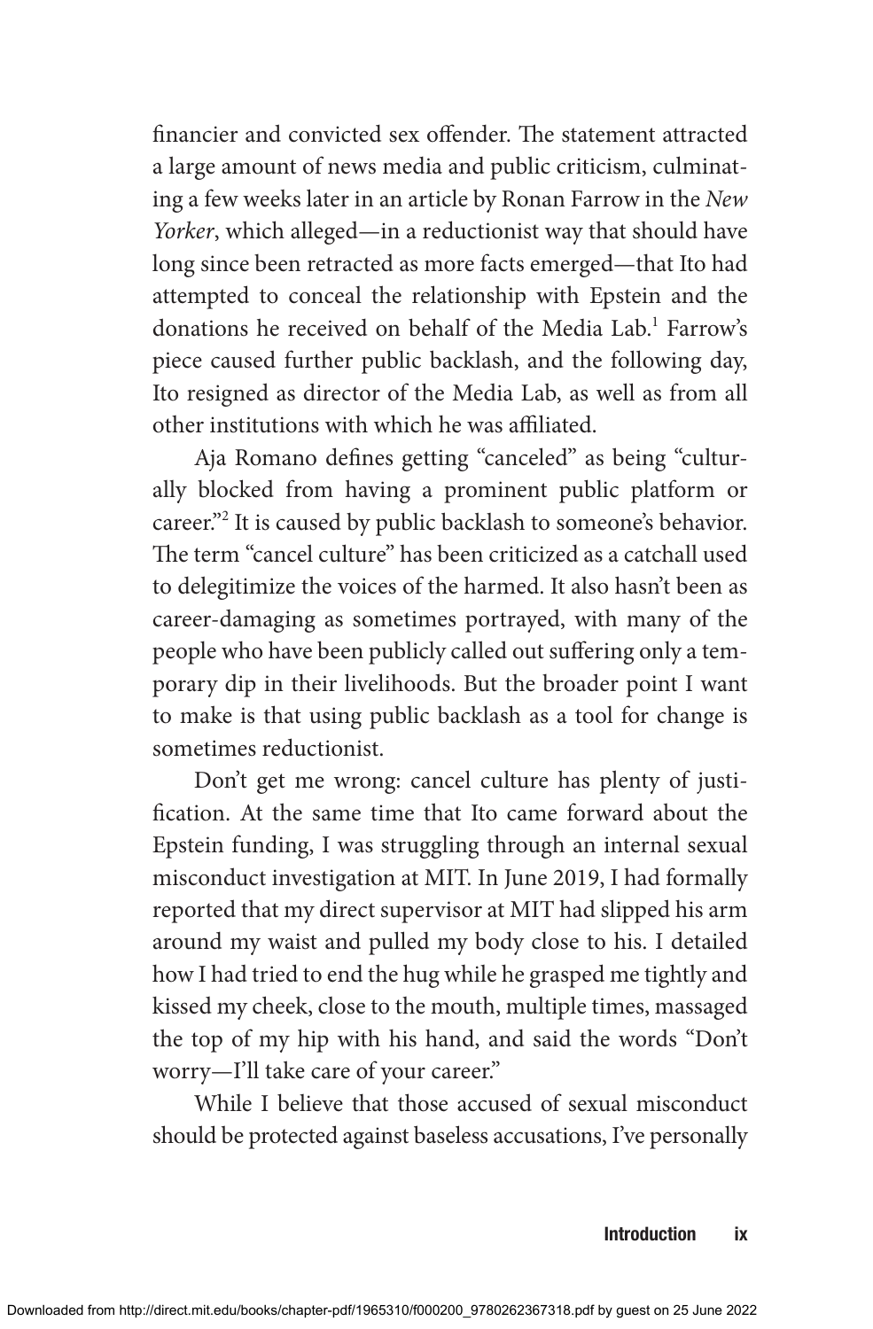financier and convicted sex offender. The statement attracted a large amount of news media and public criticism, culminating a few weeks later in an article by Ronan Farrow in the *New Yorker*, which alleged—in a reductionist way that should have long since been retracted as more facts emerged—that Ito had attempted to conceal the relationship with Epstein and the donations he received on behalf of the Media Lab.[1] Farrow's piece caused further public backlash, and the following day, Ito resigned as director of the Media Lab, as well as from all other institutions with which he was affiliated.

Aja Romano defines getting "canceled" as being "culturally blocked from having a prominent public platform or career."[2] It is caused by public backlash to someone's behavior. The term "cancel culture" has been criticized as a catchall used to delegitimize the voices of the harmed. It also hasn't been as career-damaging as sometimes portrayed, with many of the people who have been publicly called out suffering only a temporary dip in their livelihoods. But the broader point I want to make is that using public backlash as a tool for change is sometimes reductionist.

Don't get me wrong: cancel culture has plenty of justification. At the same time that Ito came forward about the Epstein funding, I was struggling through an internal sexual misconduct investigation at MIT. In June 2019, I had formally reported that my direct supervisor at MIT had slipped his arm around my waist and pulled my body close to his. I detailed how I had tried to end the hug while he grasped me tightly and kissed my cheek, close to the mouth, multiple times, massaged the top of my hip with his hand, and said the words "Don't worry—I'll take care of your career."

While I believe that those accused of sexual misconduct should be protected against baseless accusations, I've personally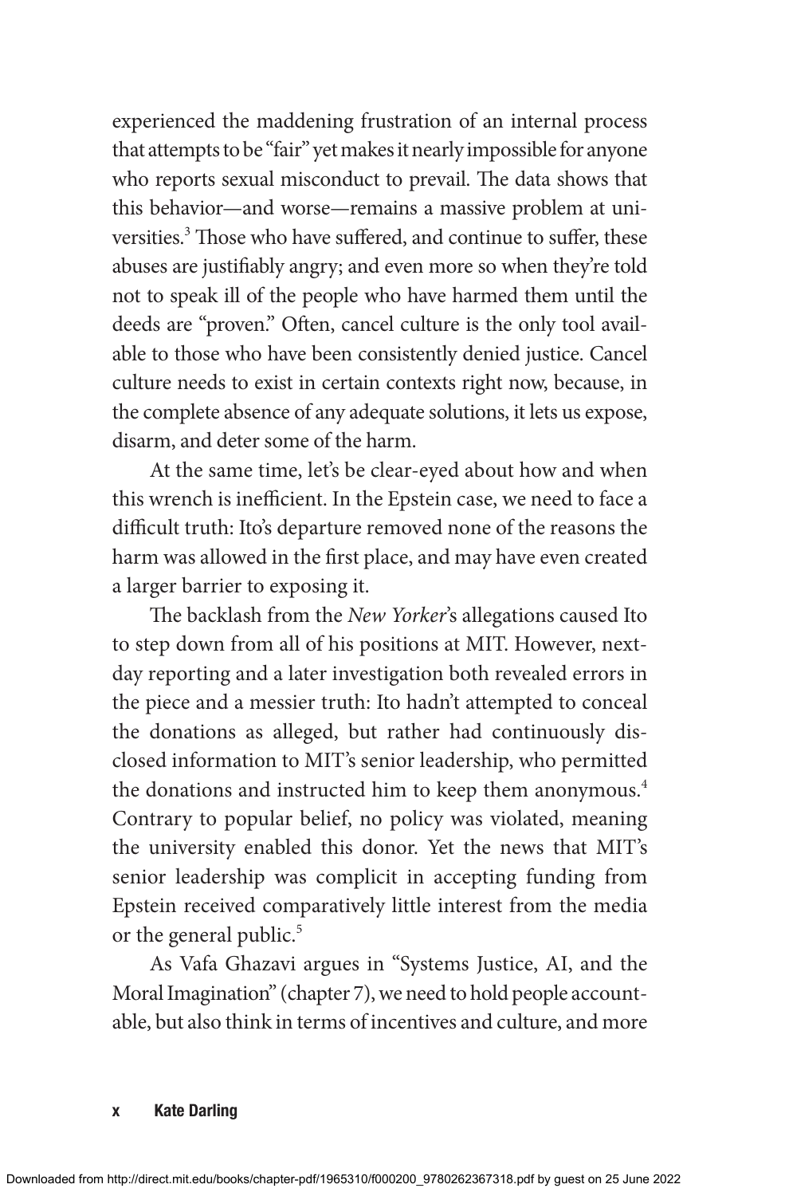experienced the maddening frustration of an internal process that attempts to be "fair" yet makes it nearly impossible for anyone who reports sexual misconduct to prevail. The data shows that this behavior—and worse—remains a massive problem at universities.[3] Those who have suffered, and continue to suffer, these abuses are justifiably angry; and even more so when they're told not to speak ill of the people who have harmed them until the deeds are "proven." Often, cancel culture is the only tool available to those who have been consistently denied justice. Cancel culture needs to exist in certain contexts right now, because, in the complete absence of any adequate solutions, it lets us expose, disarm, and deter some of the harm.

At the same time, let's be clear-eyed about how and when this wrench is inefficient. In the Epstein case, we need to face a difficult truth: Ito's departure removed none of the reasons the harm was allowed in the first place, and may have even created a larger barrier to exposing it.

The backlash from the *New Yorker*'s allegations caused Ito to step down from all of his positions at MIT. However, next-day reporting and a later investigation both revealed errors in the piece and a messier truth: Ito hadn't attempted to conceal the donations as alleged, but rather had continuously disclosed information to MIT's senior leadership, who permitted the donations and instructed him to keep them anonymous.[4] Contrary to popular belief, no policy was violated, meaning the university enabled this donor. Yet the news that MIT's senior leadership was complicit in accepting funding from Epstein received comparatively little interest from the media or the general public.[5]

As Vafa Ghazavi argues in "Systems Justice, AI, and the Moral Imagination" (chapter 7), we need to hold people accountable, but also think in terms of incentives and culture, and more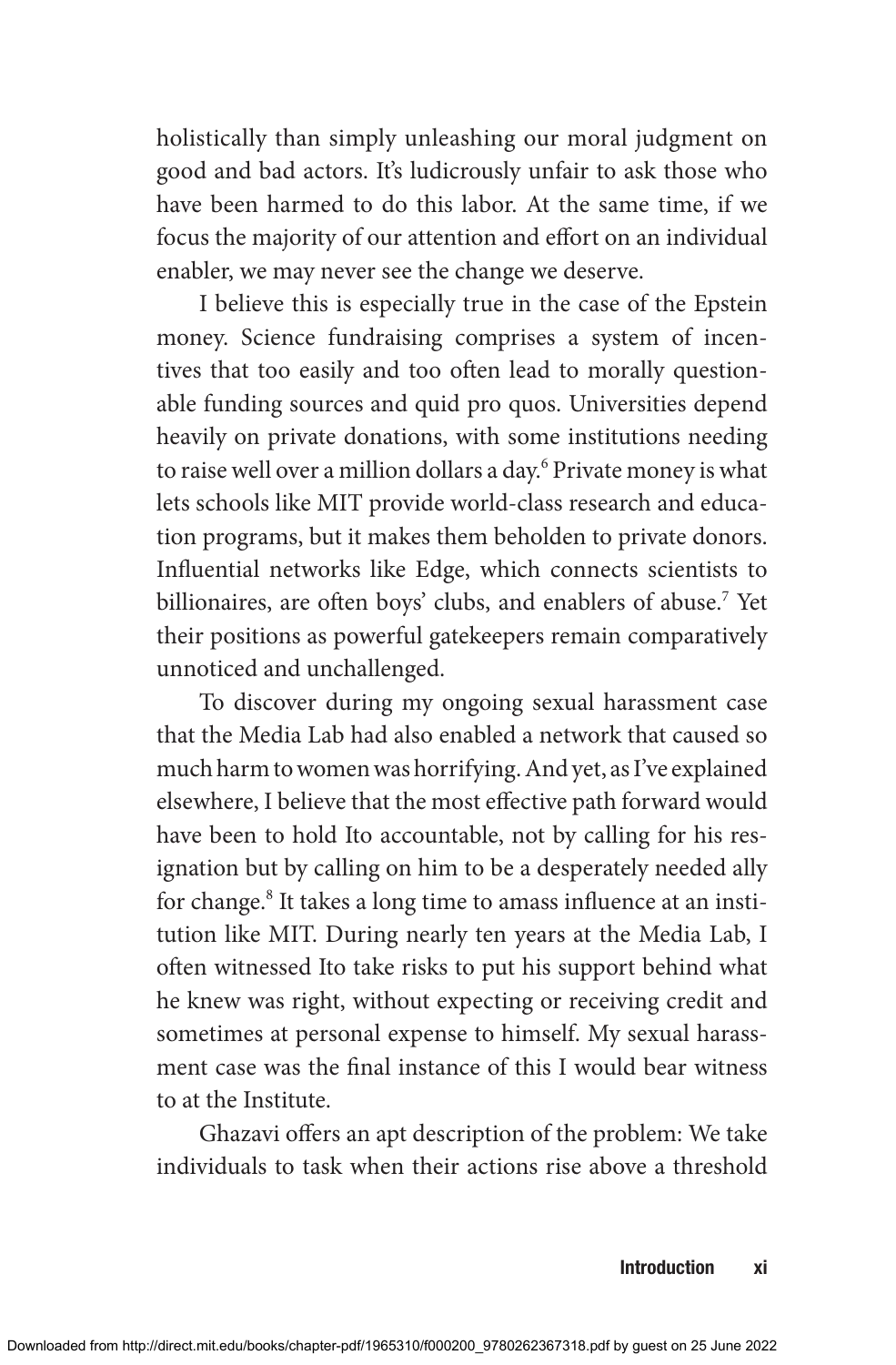holistically than simply unleashing our moral judgment on good and bad actors. It's ludicrously unfair to ask those who have been harmed to do this labor. At the same time, if we focus the majority of our attention and effort on an individual enabler, we may never see the change we deserve.

I believe this is especially true in the case of the Epstein money. Science fundraising comprises a system of incentives that too easily and too often lead to morally questionable funding sources and quid pro quos. Universities depend heavily on private donations, with some institutions needing to raise well over a million dollars a day.[6] Private money is what lets schools like MIT provide world-class research and education programs, but it makes them beholden to private donors. Influential networks like Edge, which connects scientists to billionaires, are often boys' clubs, and enablers of abuse.[7] Yet their positions as powerful gatekeepers remain comparatively unnoticed and unchallenged.

To discover during my ongoing sexual harassment case that the Media Lab had also enabled a network that caused so much harm to women was horrifying. And yet, as I've explained elsewhere, I believe that the most effective path forward would have been to hold Ito accountable, not by calling for his resignation but by calling on him to be a desperately needed ally for change.[8] It takes a long time to amass influence at an institution like MIT. During nearly ten years at the Media Lab, I often witnessed Ito take risks to put his support behind what he knew was right, without expecting or receiving credit and sometimes at personal expense to himself. My sexual harassment case was the final instance of this I would bear witness to at the Institute.

Ghazavi offers an apt description of the problem: We take individuals to task when their actions rise above a threshold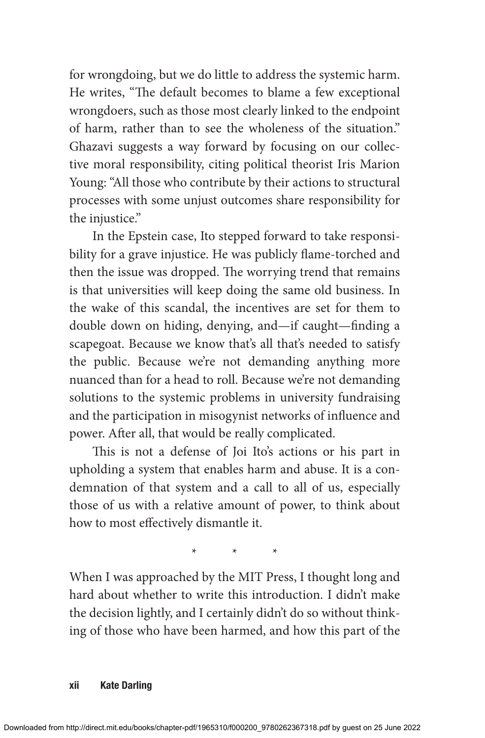for wrongdoing, but we do little to address the systemic harm. He writes, "The default becomes to blame a few exceptional wrongdoers, such as those most clearly linked to the endpoint of harm, rather than to see the wholeness of the situation." Ghazavi suggests a way forward by focusing on our collective moral responsibility, citing political theorist Iris Marion Young: "All those who contribute by their actions to structural processes with some unjust outcomes share responsibility for the injustice."

In the Epstein case, Ito stepped forward to take responsibility for a grave injustice. He was publicly flame-torched and then the issue was dropped. The worrying trend that remains is that universities will keep doing the same old business. In the wake of this scandal, the incentives are set for them to double down on hiding, denying, and—if caught—finding a scapegoat. Because we know that's all that's needed to satisfy the public. Because we're not demanding anything more nuanced than for a head to roll. Because we're not demanding solutions to the systemic problems in university fundraising and the participation in misogynist networks of influence and power. After all, that would be really complicated.

This is not a defense of Joi Ito's actions or his part in upholding a system that enables harm and abuse. It is a condemnation of that system and a call to all of us, especially those of us with a relative amount of power, to think about how to most effectively dismantle it.

\* \* \*

When I was approached by the MIT Press, I thought long and hard about whether to write this introduction. I didn't make the decision lightly, and I certainly didn't do so without thinking of those who have been harmed, and how this part of the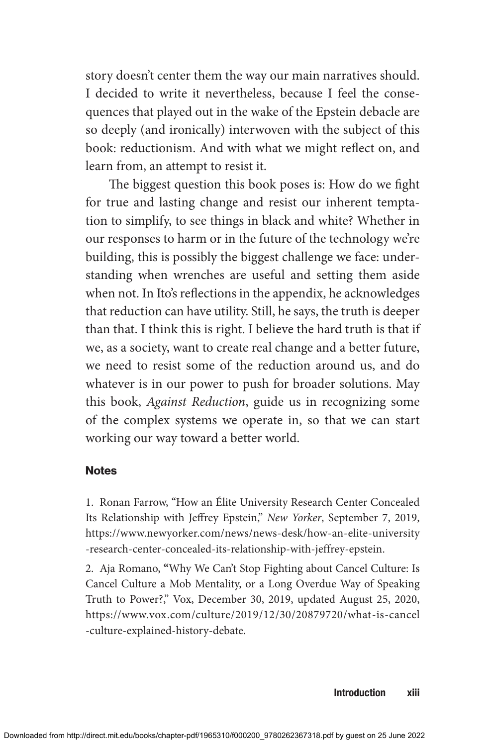story doesn't center them the way our main narratives should. I decided to write it nevertheless, because I feel the consequences that played out in the wake of the Epstein debacle are so deeply (and ironically) interwoven with the subject of this book: reductionism. And with what we might reflect on, and learn from, an attempt to resist it.

The biggest question this book poses is: How do we fight for true and lasting change and resist our inherent temptation to simplify, to see things in black and white? Whether in our responses to harm or in the future of the technology we're building, this is possibly the biggest challenge we face: understanding when wrenches are useful and setting them aside when not. In Ito's reflections in the appendix, he acknowledges that reduction can have utility. Still, he says, the truth is deeper than that. I think this is right. I believe the hard truth is that if we, as a society, want to create real change and a better future, we need to resist some of the reduction around us, and do whatever is in our power to push for broader solutions. May this book, *Against Reduction*, guide us in recognizing some of the complex systems we operate in, so that we can start working our way toward a better world.

### Notes

1. Ronan Farrow, "How an Élite University Research Center Concealed Its Relationship with Jeffrey Epstein," *New Yorker*, September 7, 2019, https://www.newyorker.com/news/news-desk/how-an-elite-university-research-center-concealed-its-relationship-with-jeffrey-epstein.

2. Aja Romano, "Why We Can't Stop Fighting about Cancel Culture: Is Cancel Culture a Mob Mentality, or a Long Overdue Way of Speaking Truth to Power?," Vox, December 30, 2019, updated August 25, 2020, https://www.vox.com/culture/2019/12/30/20879720/what-is-cancel-culture-explained-history-debate.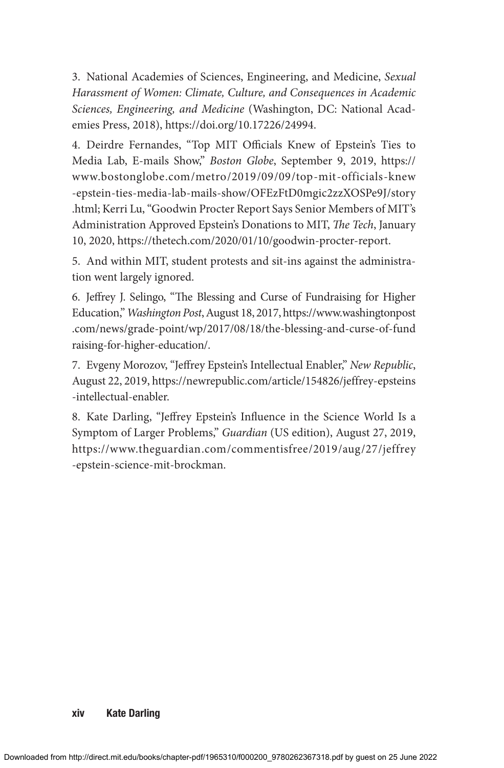3. National Academies of Sciences, Engineering, and Medicine, *Sexual Harassment of Women: Climate, Culture, and Consequences in Academic Sciences, Engineering, and Medicine* (Washington, DC: National Academies Press, 2018), https://doi.org/10.17226/24994.

4. Deirdre Fernandes, "Top MIT Officials Knew of Epstein's Ties to Media Lab, E-mails Show," *Boston Globe*, September 9, 2019, https://www.bostonglobe.com/metro/2019/09/09/top-mit-officials-knew-epstein-ties-media-lab-mails-show/OFEzFtD0mgic2zzXOSPe9J/story.html; Kerri Lu, "Goodwin Procter Report Says Senior Members of MIT's Administration Approved Epstein's Donations to MIT, *The Tech*, January 10, 2020, https://thetech.com/2020/01/10/goodwin-procter-report.

5. And within MIT, student protests and sit-ins against the administration went largely ignored.

6. Jeffrey J. Selingo, "The Blessing and Curse of Fundraising for Higher Education," *Washington Post*, August 18, 2017, https://www.washingtonpost.com/news/grade-point/wp/2017/08/18/the-blessing-and-curse-of-fundraising-for-higher-education/.

7. Evgeny Morozov, "Jeffrey Epstein's Intellectual Enabler," *New Republic*, August 22, 2019, https://newrepublic.com/article/154826/jeffrey-epsteins-intellectual-enabler.

8. Kate Darling, "Jeffrey Epstein's Influence in the Science World Is a Symptom of Larger Problems," *Guardian* (US edition), August 27, 2019, https://www.theguardian.com/commentisfree/2019/aug/27/jeffrey-epstein-science-mit-brockman.